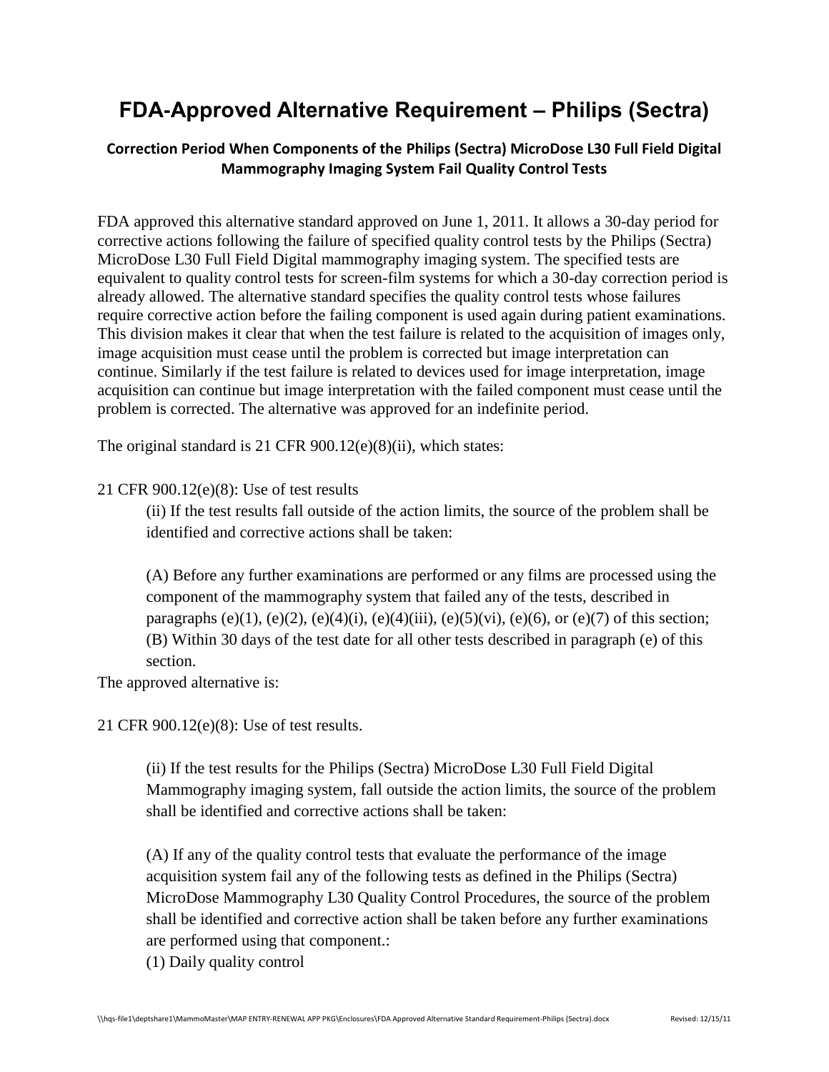# FDA-Approved Alternative Requirement – Philips (Sectra)

### Correction Period When Components of the Philips (Sectra) MicroDose L30 Full Field Digital Mammography Imaging System Fail Quality Control Tests

FDA approved this alternative standard approved on June 1, 2011. It allows a 30-day period for corrective actions following the failure of specified quality control tests by the Philips (Sectra) MicroDose L30 Full Field Digital mammography imaging system. The specified tests are equivalent to quality control tests for screen-film systems for which a 30-day correction period is already allowed. The alternative standard specifies the quality control tests whose failures require corrective action before the failing component is used again during patient examinations. This division makes it clear that when the test failure is related to the acquisition of images only, image acquisition must cease until the problem is corrected but image interpretation can continue. Similarly if the test failure is related to devices used for image interpretation, image acquisition can continue but image interpretation with the failed component must cease until the problem is corrected. The alternative was approved for an indefinite period.

The original standard is 21 CFR 900.12(e)(8)(ii), which states:

21 CFR 900.12(e)(8): Use of test results

> (ii) If the test results fall outside of the action limits, the source of the problem shall be identified and corrective actions shall be taken:
>
> (A) Before any further examinations are performed or any films are processed using the component of the mammography system that failed any of the tests, described in paragraphs (e)(1), (e)(2), (e)(4)(i), (e)(4)(iii), (e)(5)(vi), (e)(6), or (e)(7) of this section;
> (B) Within 30 days of the test date for all other tests described in paragraph (e) of this section.

The approved alternative is:

21 CFR 900.12(e)(8): Use of test results.

> (ii) If the test results for the Philips (Sectra) MicroDose L30 Full Field Digital Mammography imaging system, fall outside the action limits, the source of the problem shall be identified and corrective actions shall be taken:
>
> (A) If any of the quality control tests that evaluate the performance of the image acquisition system fail any of the following tests as defined in the Philips (Sectra) MicroDose Mammography L30 Quality Control Procedures, the source of the problem shall be identified and corrective action shall be taken before any further examinations are performed using that component.:
> (1) Daily quality control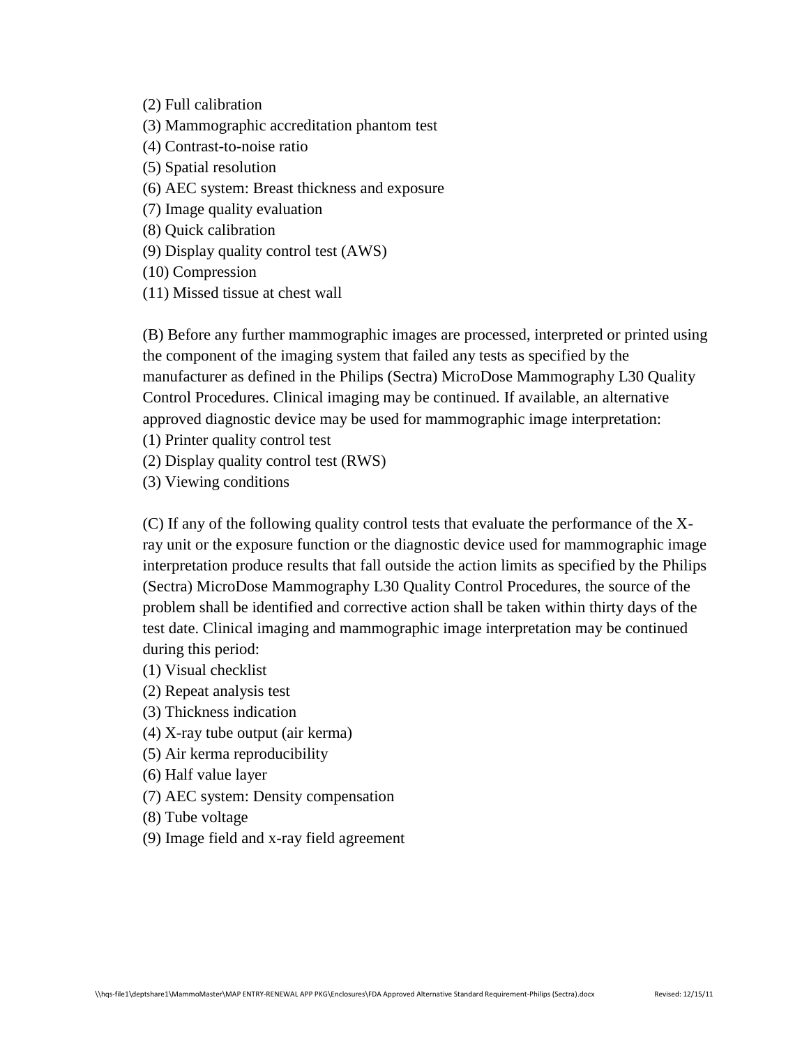(2) Full calibration
(3) Mammographic accreditation phantom test
(4) Contrast-to-noise ratio
(5) Spatial resolution
(6) AEC system: Breast thickness and exposure
(7) Image quality evaluation
(8) Quick calibration
(9) Display quality control test (AWS)
(10) Compression
(11) Missed tissue at chest wall

(B) Before any further mammographic images are processed, interpreted or printed using the component of the imaging system that failed any tests as specified by the manufacturer as defined in the Philips (Sectra) MicroDose Mammography L30 Quality Control Procedures. Clinical imaging may be continued. If available, an alternative approved diagnostic device may be used for mammographic image interpretation:
(1) Printer quality control test
(2) Display quality control test (RWS)
(3) Viewing conditions

(C) If any of the following quality control tests that evaluate the performance of the X-ray unit or the exposure function or the diagnostic device used for mammographic image interpretation produce results that fall outside the action limits as specified by the Philips (Sectra) MicroDose Mammography L30 Quality Control Procedures, the source of the problem shall be identified and corrective action shall be taken within thirty days of the test date. Clinical imaging and mammographic image interpretation may be continued during this period:
(1) Visual checklist
(2) Repeat analysis test
(3) Thickness indication
(4) X-ray tube output (air kerma)
(5) Air kerma reproducibility
(6) Half value layer
(7) AEC system: Density compensation
(8) Tube voltage
(9) Image field and x-ray field agreement